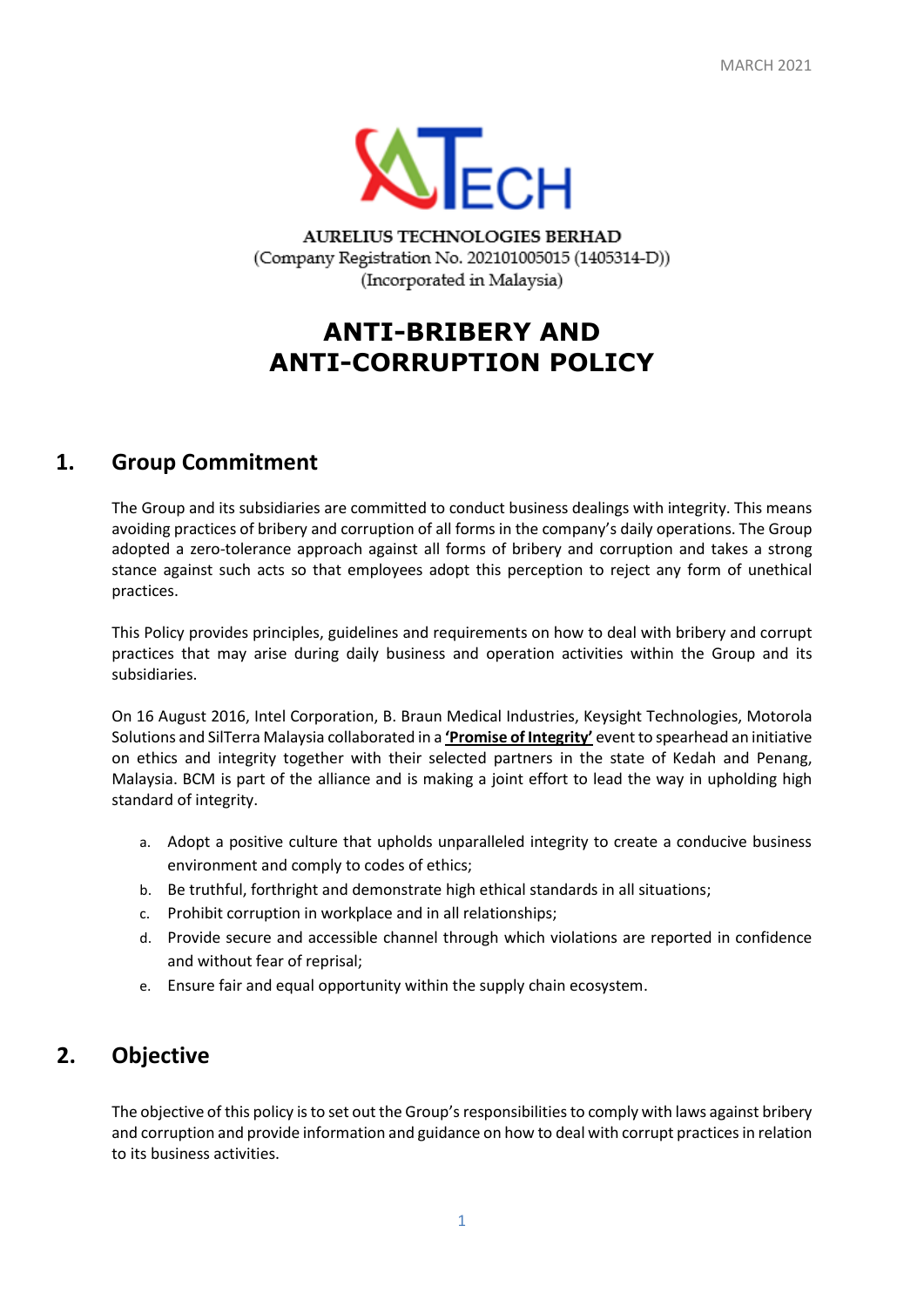MARCH 2021

AURELIUS TECHNOLOGIES BERHAD
(Company Registration No. 202101005015 (1405314-D))
(Incorporated in Malaysia)

# ANTI-BRIBERY AND ANTI-CORRUPTION POLICY

## 1. Group Commitment

The Group and its subsidiaries are committed to conduct business dealings with integrity. This means avoiding practices of bribery and corruption of all forms in the company's daily operations. The Group adopted a zero-tolerance approach against all forms of bribery and corruption and takes a strong stance against such acts so that employees adopt this perception to reject any form of unethical practices.

This Policy provides principles, guidelines and requirements on how to deal with bribery and corrupt practices that may arise during daily business and operation activities within the Group and its subsidiaries.

On 16 August 2016, Intel Corporation, B. Braun Medical Industries, Keysight Technologies, Motorola Solutions and SilTerra Malaysia collaborated in a **'Promise of Integrity'** event to spearhead an initiative on ethics and integrity together with their selected partners in the state of Kedah and Penang, Malaysia. BCM is part of the alliance and is making a joint effort to lead the way in upholding high standard of integrity.

a. Adopt a positive culture that upholds unparalleled integrity to create a conducive business environment and comply to codes of ethics;
b. Be truthful, forthright and demonstrate high ethical standards in all situations;
c. Prohibit corruption in workplace and in all relationships;
d. Provide secure and accessible channel through which violations are reported in confidence and without fear of reprisal;
e. Ensure fair and equal opportunity within the supply chain ecosystem.

## 2. Objective

The objective of this policy is to set out the Group's responsibilities to comply with laws against bribery and corruption and provide information and guidance on how to deal with corrupt practices in relation to its business activities.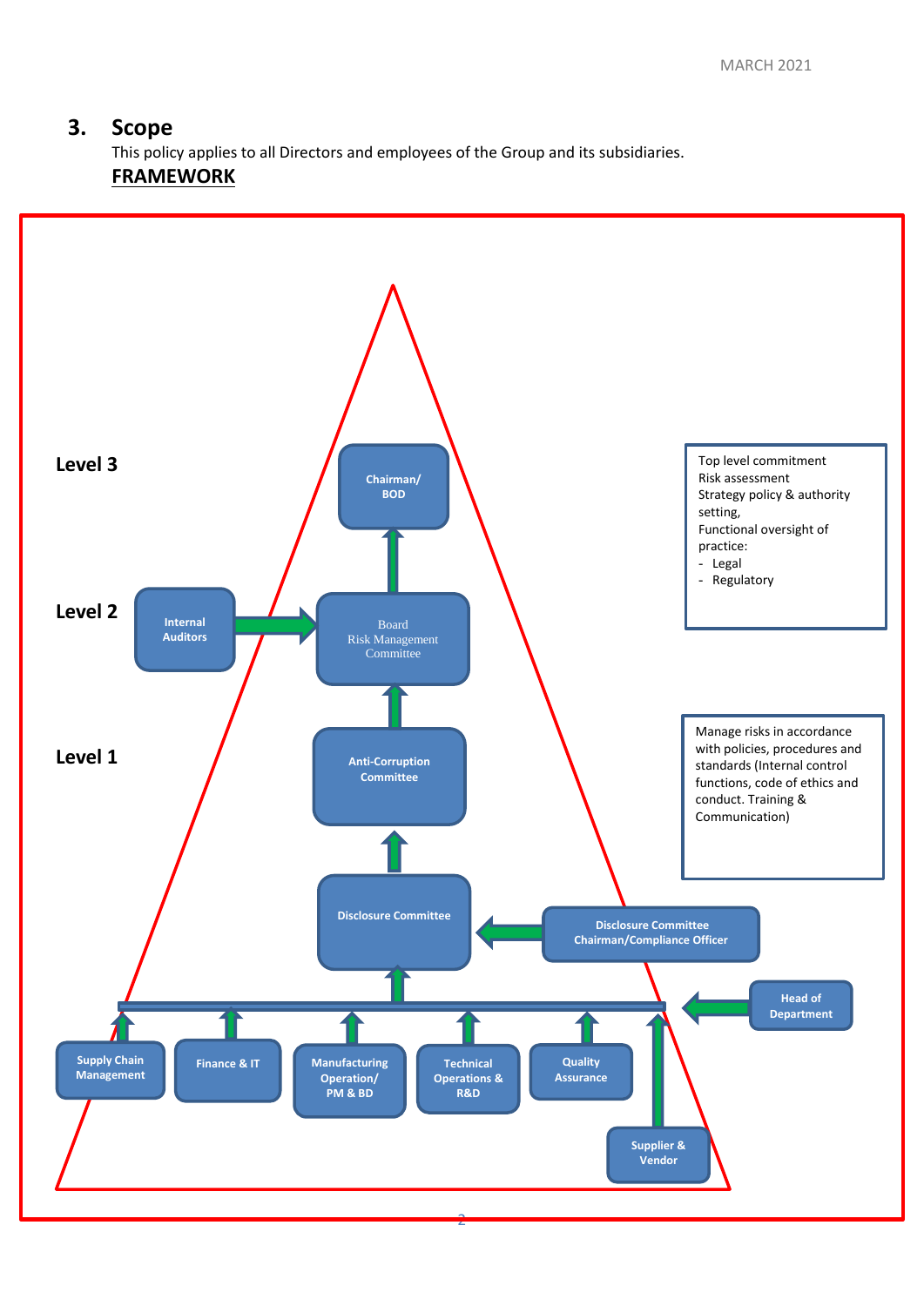## 3. Scope

This policy applies to all Directors and employees of the Group and its subsidiaries.

**FRAMEWORK**

**Level 3**

Chairman/ BOD

Top level commitment
Risk assessment
Strategy policy & authority setting,
Functional oversight of practice:
- Legal
- Regulatory

**Level 2**

Internal Auditors

Board Risk Management Committee

**Level 1**

Anti-Corruption Committee

Manage risks in accordance with policies, procedures and standards (Internal control functions, code of ethics and conduct. Training & Communication)

Disclosure Committee

Disclosure Committee Chairman/Compliance Officer

Head of Department

Supply Chain Management

Finance & IT

Manufacturing Operation/ PM & BD

Technical Operations & R&D

Quality Assurance

Supplier & Vendor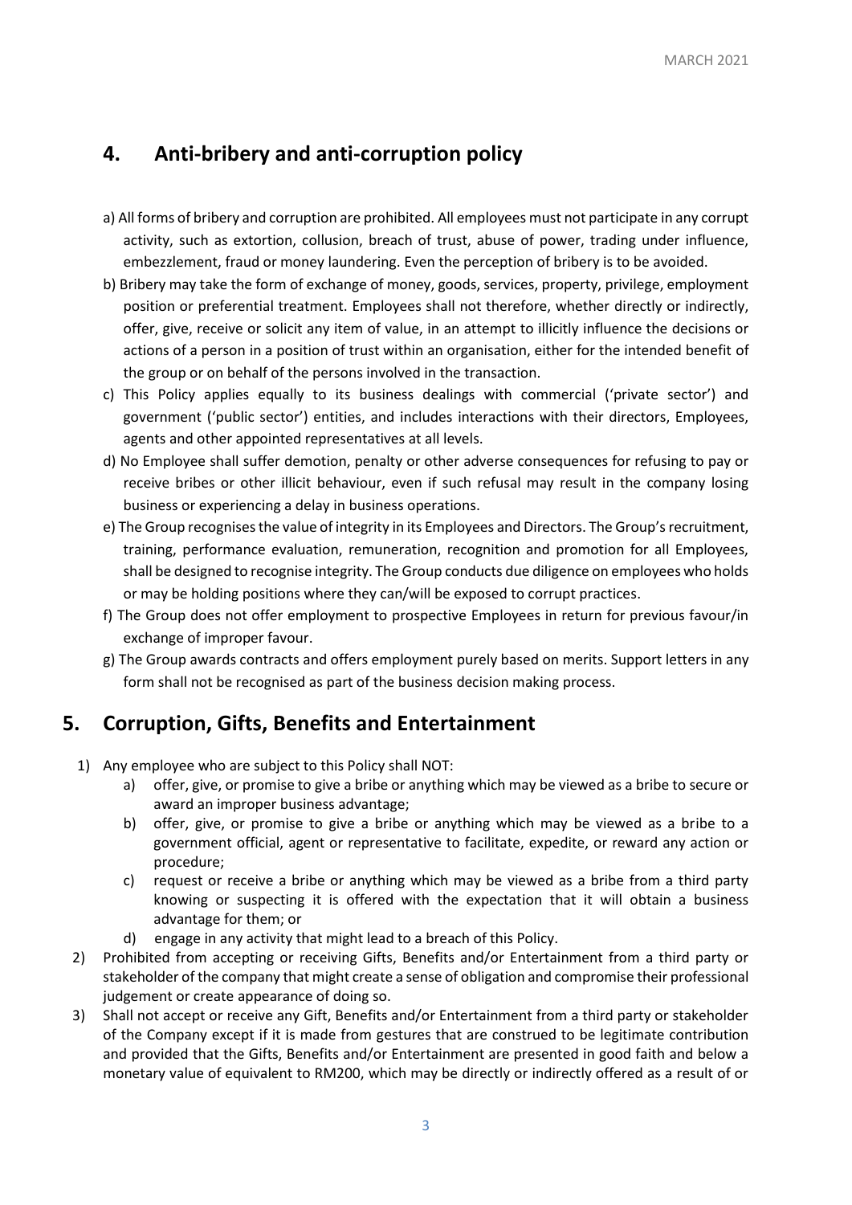## 4. Anti-bribery and anti-corruption policy

a) All forms of bribery and corruption are prohibited. All employees must not participate in any corrupt activity, such as extortion, collusion, breach of trust, abuse of power, trading under influence, embezzlement, fraud or money laundering. Even the perception of bribery is to be avoided.

b) Bribery may take the form of exchange of money, goods, services, property, privilege, employment position or preferential treatment. Employees shall not therefore, whether directly or indirectly, offer, give, receive or solicit any item of value, in an attempt to illicitly influence the decisions or actions of a person in a position of trust within an organisation, either for the intended benefit of the group or on behalf of the persons involved in the transaction.

c) This Policy applies equally to its business dealings with commercial ('private sector') and government ('public sector') entities, and includes interactions with their directors, Employees, agents and other appointed representatives at all levels.

d) No Employee shall suffer demotion, penalty or other adverse consequences for refusing to pay or receive bribes or other illicit behaviour, even if such refusal may result in the company losing business or experiencing a delay in business operations.

e) The Group recognises the value of integrity in its Employees and Directors. The Group's recruitment, training, performance evaluation, remuneration, recognition and promotion for all Employees, shall be designed to recognise integrity. The Group conducts due diligence on employees who holds or may be holding positions where they can/will be exposed to corrupt practices.

f) The Group does not offer employment to prospective Employees in return for previous favour/in exchange of improper favour.

g) The Group awards contracts and offers employment purely based on merits. Support letters in any form shall not be recognised as part of the business decision making process.

## 5. Corruption, Gifts, Benefits and Entertainment

1) Any employee who are subject to this Policy shall NOT:
   a) offer, give, or promise to give a bribe or anything which may be viewed as a bribe to secure or award an improper business advantage;
   b) offer, give, or promise to give a bribe or anything which may be viewed as a bribe to a government official, agent or representative to facilitate, expedite, or reward any action or procedure;
   c) request or receive a bribe or anything which may be viewed as a bribe from a third party knowing or suspecting it is offered with the expectation that it will obtain a business advantage for them; or
   d) engage in any activity that might lead to a breach of this Policy.
2) Prohibited from accepting or receiving Gifts, Benefits and/or Entertainment from a third party or stakeholder of the company that might create a sense of obligation and compromise their professional judgement or create appearance of doing so.
3) Shall not accept or receive any Gift, Benefits and/or Entertainment from a third party or stakeholder of the Company except if it is made from gestures that are construed to be legitimate contribution and provided that the Gifts, Benefits and/or Entertainment are presented in good faith and below a monetary value of equivalent to RM200, which may be directly or indirectly offered as a result of or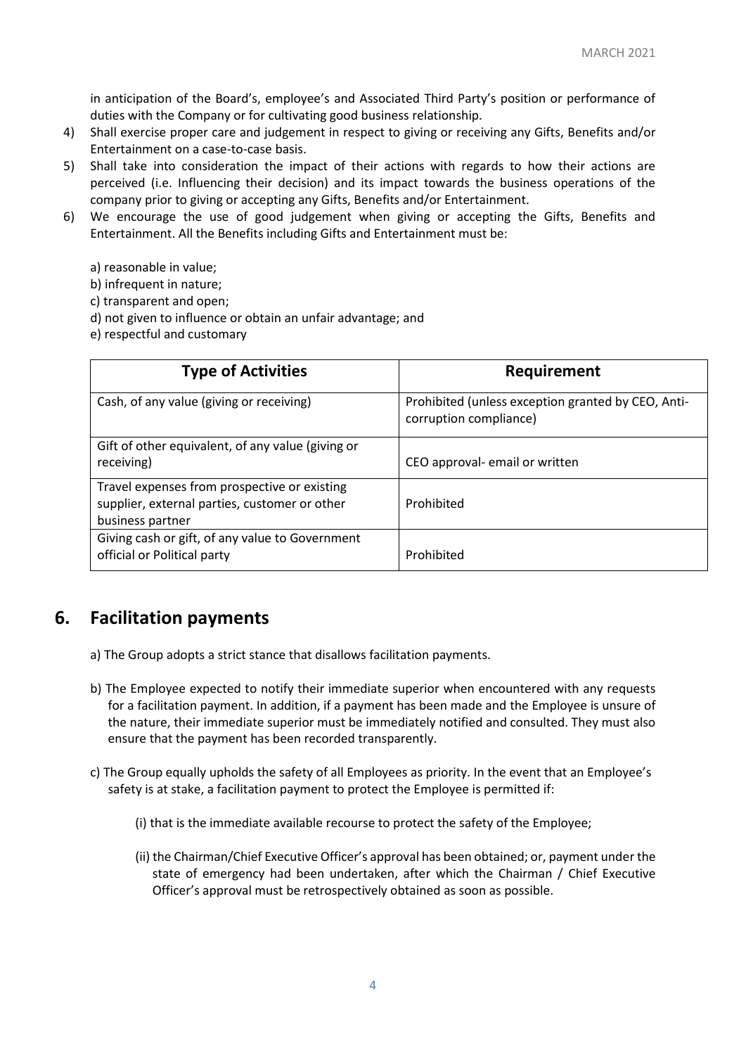in anticipation of the Board's, employee's and Associated Third Party's position or performance of duties with the Company or for cultivating good business relationship.

4) Shall exercise proper care and judgement in respect to giving or receiving any Gifts, Benefits and/or Entertainment on a case-to-case basis.
5) Shall take into consideration the impact of their actions with regards to how their actions are perceived (i.e. Influencing their decision) and its impact towards the business operations of the company prior to giving or accepting any Gifts, Benefits and/or Entertainment.
6) We encourage the use of good judgement when giving or accepting the Gifts, Benefits and Entertainment. All the Benefits including Gifts and Entertainment must be:

   a) reasonable in value;
   b) infrequent in nature;
   c) transparent and open;
   d) not given to influence or obtain an unfair advantage; and
   e) respectful and customary

| Type of Activities | Requirement |
|---|---|
| Cash, of any value (giving or receiving) | Prohibited (unless exception granted by CEO, Anti-corruption compliance) |
| Gift of other equivalent, of any value (giving or receiving) | CEO approval- email or written |
| Travel expenses from prospective or existing supplier, external parties, customer or other business partner | Prohibited |
| Giving cash or gift, of any value to Government official or Political party | Prohibited |

## 6. Facilitation payments

a) The Group adopts a strict stance that disallows facilitation payments.

b) The Employee expected to notify their immediate superior when encountered with any requests for a facilitation payment. In addition, if a payment has been made and the Employee is unsure of the nature, their immediate superior must be immediately notified and consulted. They must also ensure that the payment has been recorded transparently.

c) The Group equally upholds the safety of all Employees as priority. In the event that an Employee's safety is at stake, a facilitation payment to protect the Employee is permitted if:

   (i) that is the immediate available recourse to protect the safety of the Employee;

   (ii) the Chairman/Chief Executive Officer's approval has been obtained; or, payment under the state of emergency had been undertaken, after which the Chairman / Chief Executive Officer's approval must be retrospectively obtained as soon as possible.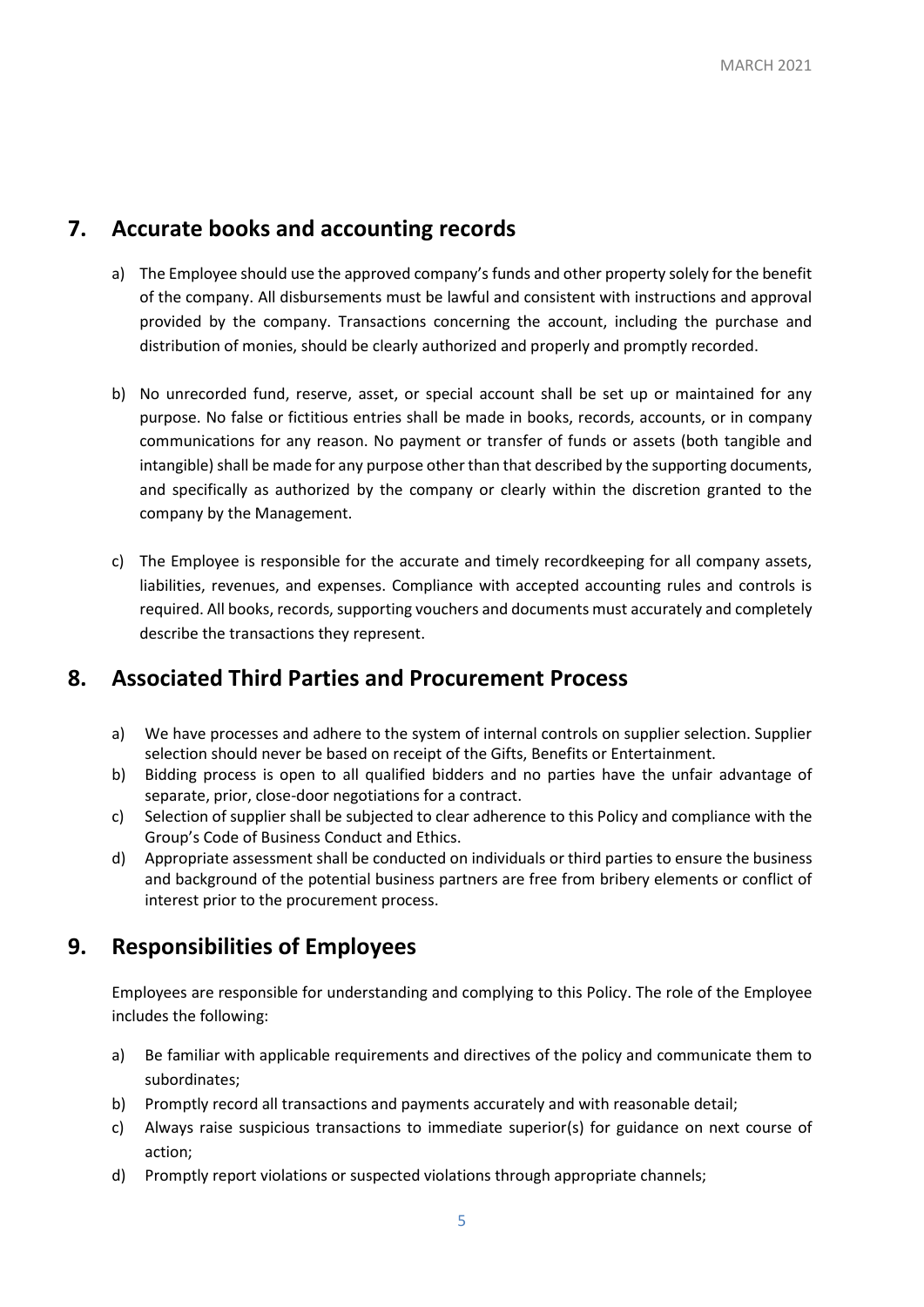## 7. Accurate books and accounting records

a) The Employee should use the approved company's funds and other property solely for the benefit of the company. All disbursements must be lawful and consistent with instructions and approval provided by the company. Transactions concerning the account, including the purchase and distribution of monies, should be clearly authorized and properly and promptly recorded.

b) No unrecorded fund, reserve, asset, or special account shall be set up or maintained for any purpose. No false or fictitious entries shall be made in books, records, accounts, or in company communications for any reason. No payment or transfer of funds or assets (both tangible and intangible) shall be made for any purpose other than that described by the supporting documents, and specifically as authorized by the company or clearly within the discretion granted to the company by the Management.

c) The Employee is responsible for the accurate and timely recordkeeping for all company assets, liabilities, revenues, and expenses. Compliance with accepted accounting rules and controls is required. All books, records, supporting vouchers and documents must accurately and completely describe the transactions they represent.

## 8. Associated Third Parties and Procurement Process

a) We have processes and adhere to the system of internal controls on supplier selection. Supplier selection should never be based on receipt of the Gifts, Benefits or Entertainment.

b) Bidding process is open to all qualified bidders and no parties have the unfair advantage of separate, prior, close-door negotiations for a contract.

c) Selection of supplier shall be subjected to clear adherence to this Policy and compliance with the Group's Code of Business Conduct and Ethics.

d) Appropriate assessment shall be conducted on individuals or third parties to ensure the business and background of the potential business partners are free from bribery elements or conflict of interest prior to the procurement process.

## 9. Responsibilities of Employees

Employees are responsible for understanding and complying to this Policy. The role of the Employee includes the following:

a) Be familiar with applicable requirements and directives of the policy and communicate them to subordinates;

b) Promptly record all transactions and payments accurately and with reasonable detail;

c) Always raise suspicious transactions to immediate superior(s) for guidance on next course of action;

d) Promptly report violations or suspected violations through appropriate channels;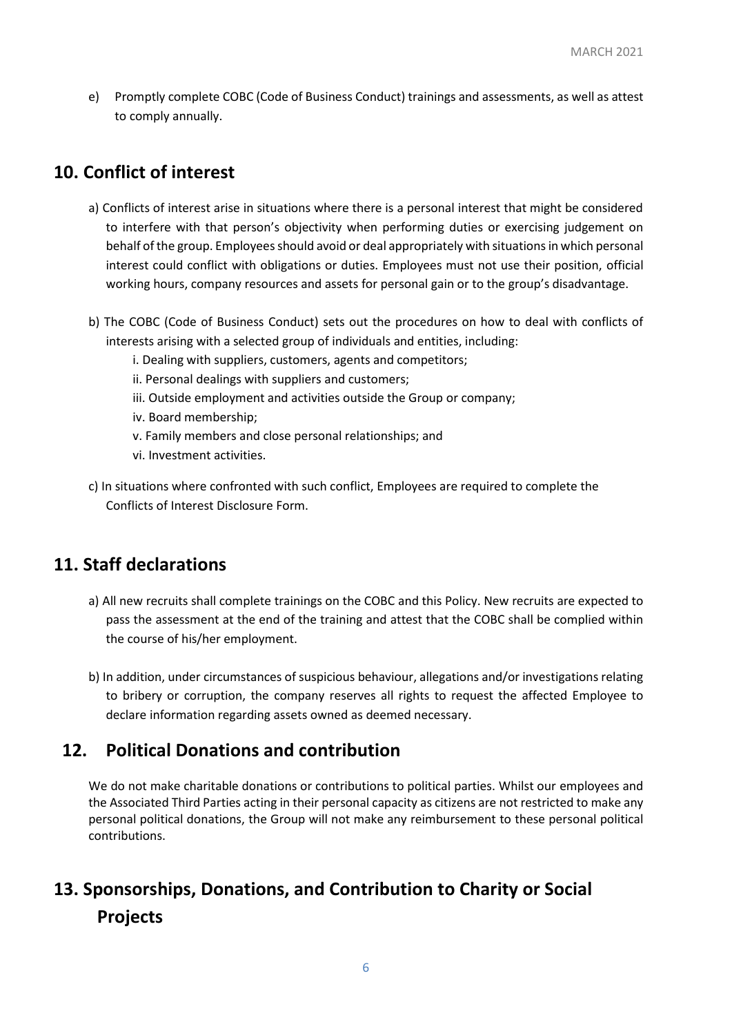e) Promptly complete COBC (Code of Business Conduct) trainings and assessments, as well as attest to comply annually.

## 10. Conflict of interest

a) Conflicts of interest arise in situations where there is a personal interest that might be considered to interfere with that person's objectivity when performing duties or exercising judgement on behalf of the group. Employees should avoid or deal appropriately with situations in which personal interest could conflict with obligations or duties. Employees must not use their position, official working hours, company resources and assets for personal gain or to the group's disadvantage.

b) The COBC (Code of Business Conduct) sets out the procedures on how to deal with conflicts of interests arising with a selected group of individuals and entities, including:

i. Dealing with suppliers, customers, agents and competitors;
ii. Personal dealings with suppliers and customers;
iii. Outside employment and activities outside the Group or company;
iv. Board membership;
v. Family members and close personal relationships; and
vi. Investment activities.

c) In situations where confronted with such conflict, Employees are required to complete the Conflicts of Interest Disclosure Form.

## 11. Staff declarations

a) All new recruits shall complete trainings on the COBC and this Policy. New recruits are expected to pass the assessment at the end of the training and attest that the COBC shall be complied within the course of his/her employment.

b) In addition, under circumstances of suspicious behaviour, allegations and/or investigations relating to bribery or corruption, the company reserves all rights to request the affected Employee to declare information regarding assets owned as deemed necessary.

## 12. Political Donations and contribution

We do not make charitable donations or contributions to political parties. Whilst our employees and the Associated Third Parties acting in their personal capacity as citizens are not restricted to make any personal political donations, the Group will not make any reimbursement to these personal political contributions.

## 13. Sponsorships, Donations, and Contribution to Charity or Social Projects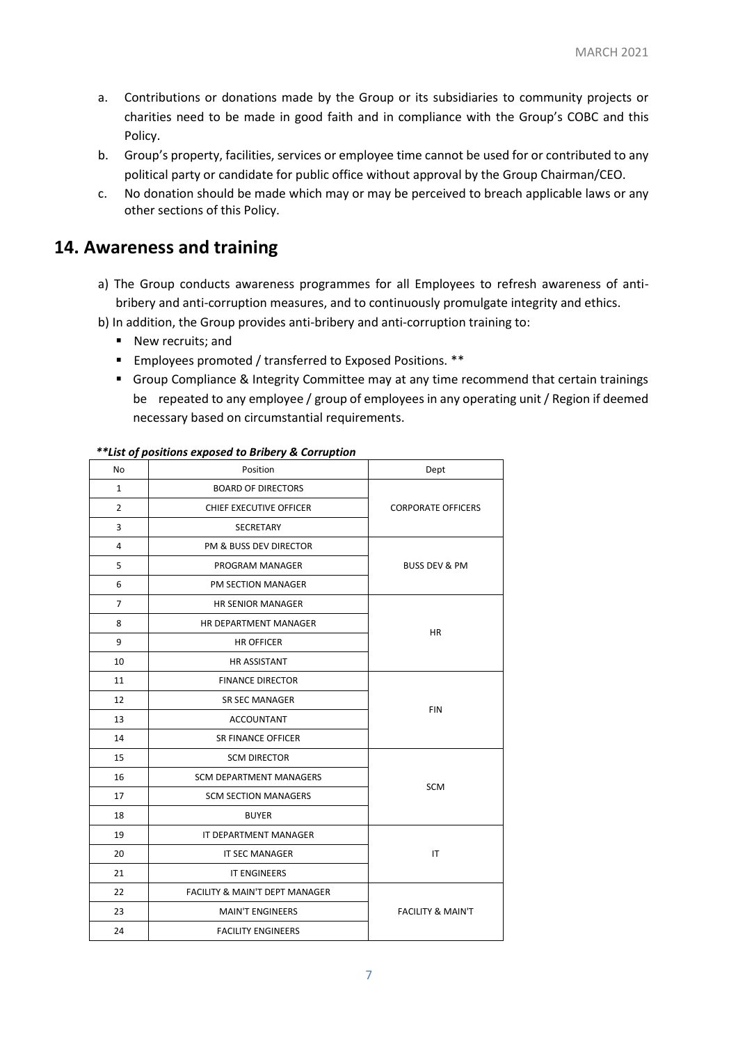a. Contributions or donations made by the Group or its subsidiaries to community projects or charities need to be made in good faith and in compliance with the Group's COBC and this Policy.
b. Group's property, facilities, services or employee time cannot be used for or contributed to any political party or candidate for public office without approval by the Group Chairman/CEO.
c. No donation should be made which may or may be perceived to breach applicable laws or any other sections of this Policy.

## 14. Awareness and training

a) The Group conducts awareness programmes for all Employees to refresh awareness of anti-bribery and anti-corruption measures, and to continuously promulgate integrity and ethics.

b) In addition, the Group provides anti-bribery and anti-corruption training to:

- New recruits; and
- Employees promoted / transferred to Exposed Positions. **
- Group Compliance & Integrity Committee may at any time recommend that certain trainings be repeated to any employee / group of employees in any operating unit / Region if deemed necessary based on circumstantial requirements.

***\*\*List of positions exposed to Bribery & Corruption***

| No | Position | Dept |
|---|---|---|
| 1 | BOARD OF DIRECTORS | CORPORATE OFFICERS |
| 2 | CHIEF EXECUTIVE OFFICER | |
| 3 | SECRETARY | |
| 4 | PM & BUSS DEV DIRECTOR | BUSS DEV & PM |
| 5 | PROGRAM MANAGER | |
| 6 | PM SECTION MANAGER | |
| 7 | HR SENIOR MANAGER | HR |
| 8 | HR DEPARTMENT MANAGER | |
| 9 | HR OFFICER | |
| 10 | HR ASSISTANT | |
| 11 | FINANCE DIRECTOR | FIN |
| 12 | SR SEC MANAGER | |
| 13 | ACCOUNTANT | |
| 14 | SR FINANCE OFFICER | |
| 15 | SCM DIRECTOR | SCM |
| 16 | SCM DEPARTMENT MANAGERS | |
| 17 | SCM SECTION MANAGERS | |
| 18 | BUYER | |
| 19 | IT DEPARTMENT MANAGER | IT |
| 20 | IT SEC MANAGER | |
| 21 | IT ENGINEERS | |
| 22 | FACILITY & MAIN'T DEPT MANAGER | FACILITY & MAIN'T |
| 23 | MAIN'T ENGINEERS | |
| 24 | FACILITY ENGINEERS | |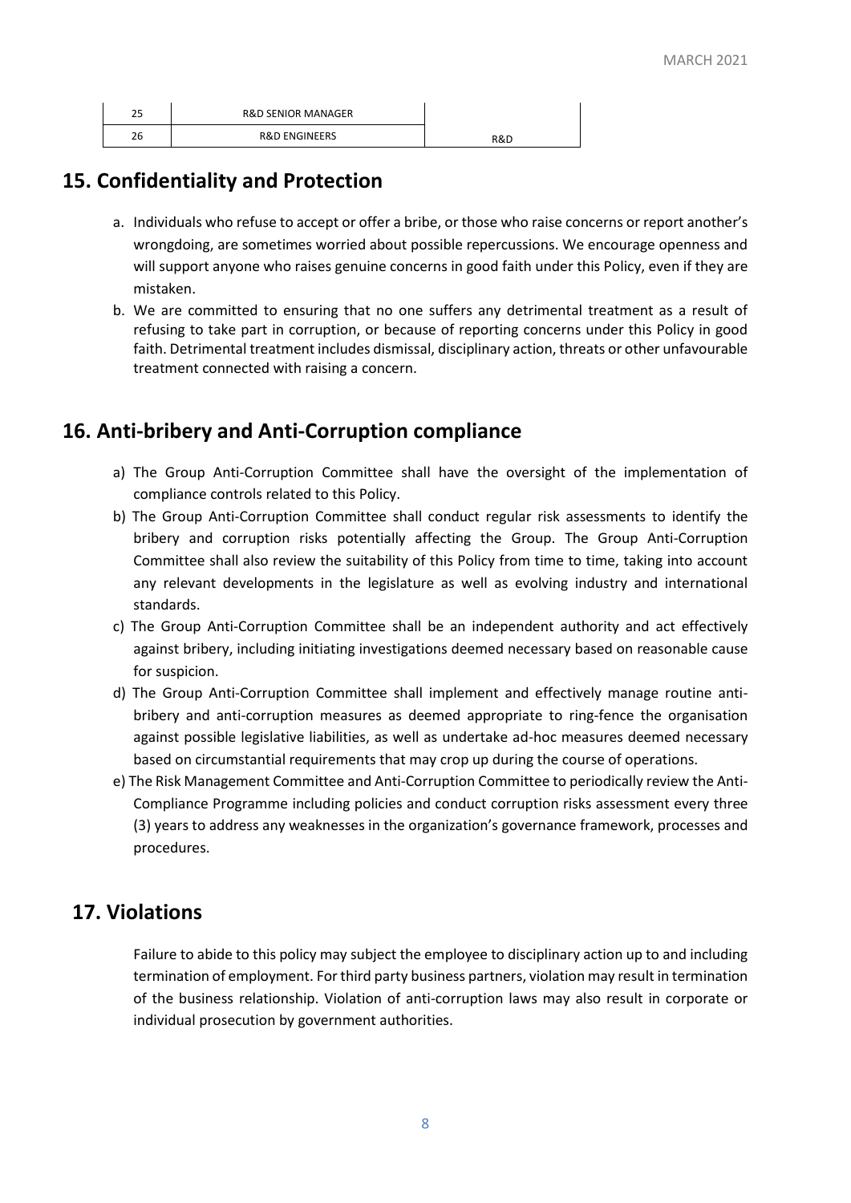| 25 | R&D SENIOR MANAGER | |
|---|---|---|
| 26 | R&D ENGINEERS | R&D |

## 15. Confidentiality and Protection

a. Individuals who refuse to accept or offer a bribe, or those who raise concerns or report another's wrongdoing, are sometimes worried about possible repercussions. We encourage openness and will support anyone who raises genuine concerns in good faith under this Policy, even if they are mistaken.

b. We are committed to ensuring that no one suffers any detrimental treatment as a result of refusing to take part in corruption, or because of reporting concerns under this Policy in good faith. Detrimental treatment includes dismissal, disciplinary action, threats or other unfavourable treatment connected with raising a concern.

## 16. Anti-bribery and Anti-Corruption compliance

a) The Group Anti-Corruption Committee shall have the oversight of the implementation of compliance controls related to this Policy.

b) The Group Anti-Corruption Committee shall conduct regular risk assessments to identify the bribery and corruption risks potentially affecting the Group. The Group Anti-Corruption Committee shall also review the suitability of this Policy from time to time, taking into account any relevant developments in the legislature as well as evolving industry and international standards.

c) The Group Anti-Corruption Committee shall be an independent authority and act effectively against bribery, including initiating investigations deemed necessary based on reasonable cause for suspicion.

d) The Group Anti-Corruption Committee shall implement and effectively manage routine anti-bribery and anti-corruption measures as deemed appropriate to ring-fence the organisation against possible legislative liabilities, as well as undertake ad-hoc measures deemed necessary based on circumstantial requirements that may crop up during the course of operations.

e) The Risk Management Committee and Anti-Corruption Committee to periodically review the Anti-Compliance Programme including policies and conduct corruption risks assessment every three (3) years to address any weaknesses in the organization's governance framework, processes and procedures.

## 17. Violations

Failure to abide to this policy may subject the employee to disciplinary action up to and including termination of employment. For third party business partners, violation may result in termination of the business relationship. Violation of anti-corruption laws may also result in corporate or individual prosecution by government authorities.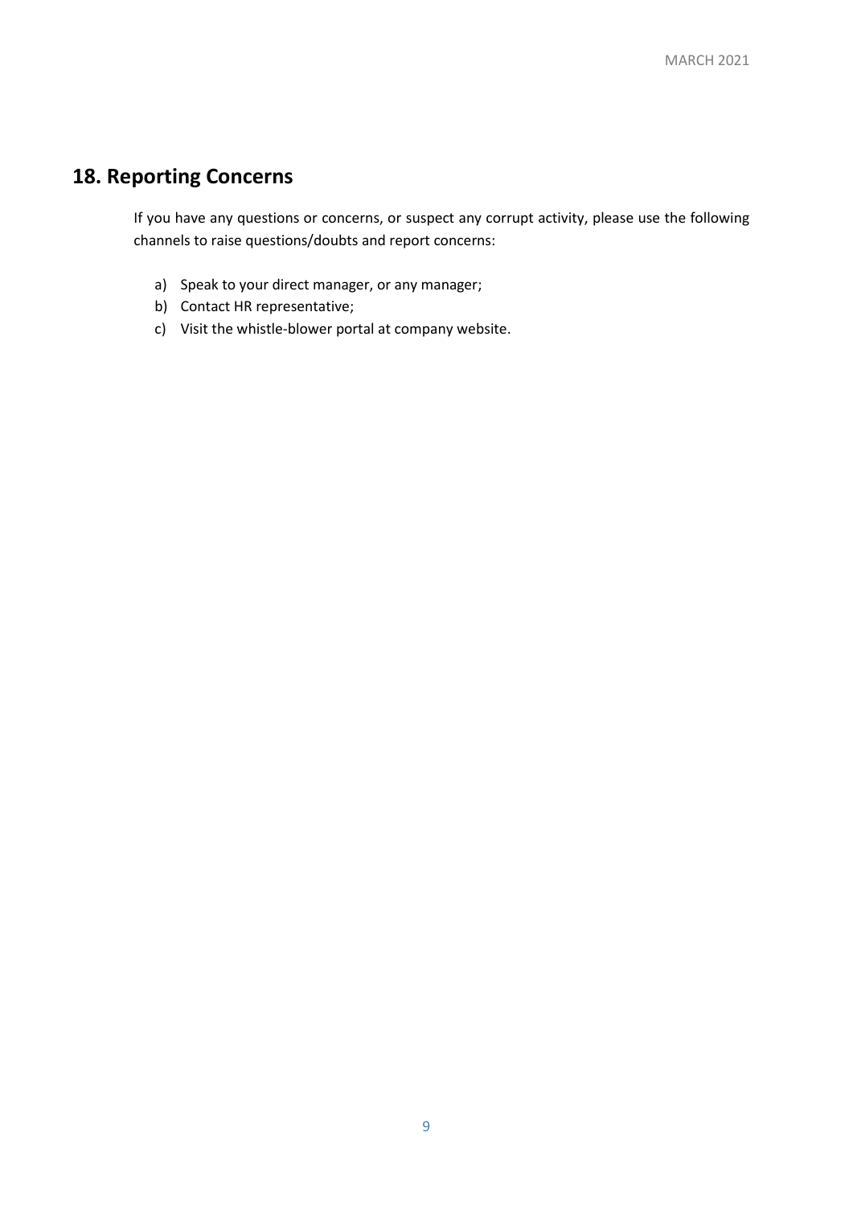## 18. Reporting Concerns

If you have any questions or concerns, or suspect any corrupt activity, please use the following channels to raise questions/doubts and report concerns:

a) Speak to your direct manager, or any manager;
b) Contact HR representative;
c) Visit the whistle-blower portal at company website.